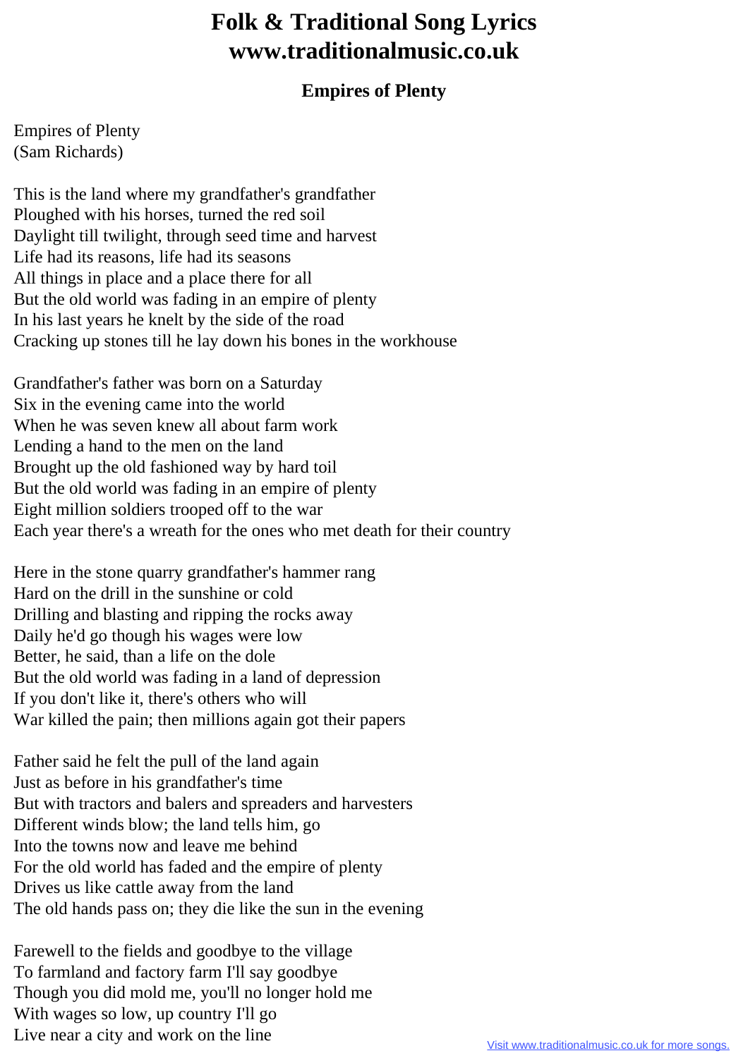# Folk & Traditional Song Lyrics
# www.traditionalmusic.co.uk

## Empires of Plenty

Empires of Plenty
(Sam Richards)

This is the land where my grandfather's grandfather
Ploughed with his horses, turned the red soil
Daylight till twilight, through seed time and harvest
Life had its reasons, life had its seasons
All things in place and a place there for all
But the old world was fading in an empire of plenty
In his last years he knelt by the side of the road
Cracking up stones till he lay down his bones in the workhouse

Grandfather's father was born on a Saturday
Six in the evening came into the world
When he was seven knew all about farm work
Lending a hand to the men on the land
Brought up the old fashioned way by hard toil
But the old world was fading in an empire of plenty
Eight million soldiers trooped off to the war
Each year there's a wreath for the ones who met death for their country

Here in the stone quarry grandfather's hammer rang
Hard on the drill in the sunshine or cold
Drilling and blasting and ripping the rocks away
Daily he'd go though his wages were low
Better, he said, than a life on the dole
But the old world was fading in a land of depression
If you don't like it, there's others who will
War killed the pain; then millions again got their papers

Father said he felt the pull of the land again
Just as before in his grandfather's time
But with tractors and balers and spreaders and harvesters
Different winds blow; the land tells him, go
Into the towns now and leave me behind
For the old world has faded and the empire of plenty
Drives us like cattle away from the land
The old hands pass on; they die like the sun in the evening

Farewell to the fields and goodbye to the village
To farmland and factory farm I'll say goodbye
Though you did mold me, you'll no longer hold me
With wages so low, up country I'll go
Live near a city and work on the line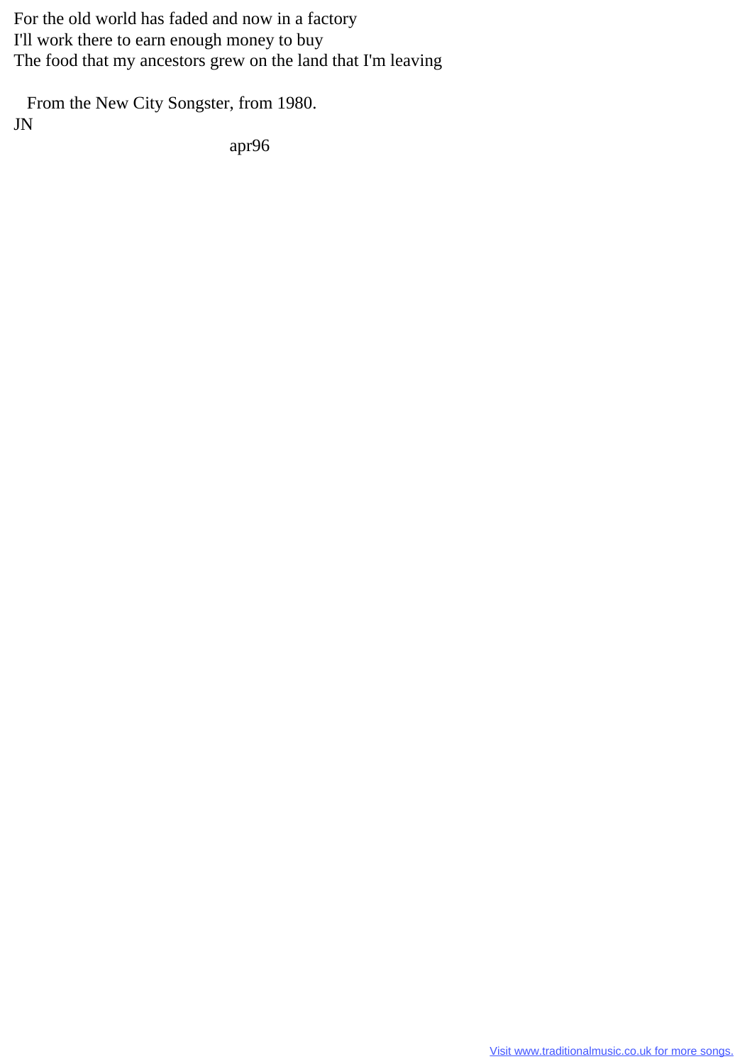For the old world has faded and now in a factory
I'll work there to earn enough money to buy
The food that my ancestors grew on the land that I'm leaving

From the New City Songster, from 1980.
JN

apr96